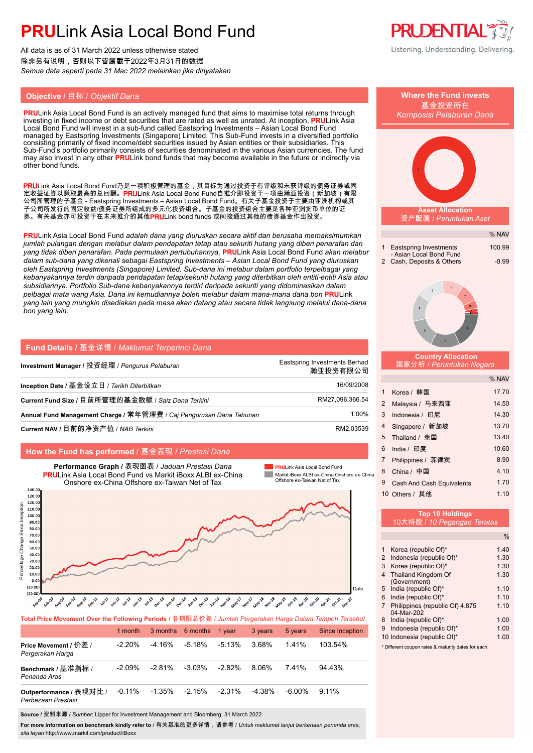# PRULink Asia Local Bond Fund

All data is as of 31 March 2022 unless otherwise stated
除非另有说明，否则以下皆属截于2022年3月31日的数据
*Semua data seperti pada 31 Mac 2022 melainkan jika dinyatakan*

Listening. Understanding. Delivering.

## Objective / 目标 / *Objektif Dana*

**PRU**Link Asia Local Bond Fund is an actively managed fund that aims to maximise total returns through investing in fixed income or debt securities that are rated as well as unrated. At inception, **PRU**Link Asia Local Bond Fund will invest in a sub-fund called Eastspring Investments – Asian Local Bond Fund managed by Eastspring Investments (Singapore) Limited. This Sub-Fund invests in a diversified portfolio consisting primarily of fixed income/debt securities issued by Asian entities or their subsidiaries. This Sub-Fund's portfolio primarily consists of securities denominated in the various Asian currencies. The fund may also invest in any other **PRU**Link bond funds that may become available in the future or indirectly via other bond funds.

**PRU**Link Asia Local Bond Fund乃是一项积极管理的基金，其目标为通过投资于有评级和未获评级的债务证券或固定收益证券以赚取最高的总回酬。**PRU**Link Asia Local Bond Fund自推介即投资于一项由瀚亚投资（新加坡）有限公司所管理的子基金 - Eastspring Investments – Asian Local Bond Fund。有关子基金投资于主要由亚洲机构或其子公司所发行的固定收益/债务证券所组成的多元化投资组合。子基金的投资组合主要是各种亚洲货币单位的证券。有关基金亦可投资于在未来推介的其他**PRU**Link bond funds 或间接通过其他的债券基金作出投资。

***PRU**Link Asia Local Bond Fund adalah dana yang diuruskan secara aktif dan berusaha memaksimumkan jumlah pulangan dengan melabur dalam pendapatan tetap atau sekuriti hutang yang diberi penarafan dan yang tidak diberi penarafan. Pada permulaan pertubuhannya, **PRU**Link Asia Local Bond Fund akan melabur dalam sub-dana yang dikenali sebagai Eastspring Investments – Asian Local Bond Fund yang diuruskan oleh Eastspring Investments (Singapore) Limited. Sub-dana ini melabur dalam portfolio terpelbagai yang kebanyakannya terdiri daripada pendapatan tetap/sekuriti hutang yang diterbitkan oleh entiti-entiti Asia atau subsidiarinya. Portfolio Sub-dana kebanyakannya terdiri daripada sekuriti yang didominasikan dalam pelbagai mata wang Asia. Dana ini kemudiannya boleh melabur dalam mana-mana dana bon **PRU**Link yang lain yang mungkin disediakan pada masa akan datang atau secara tidak langsung melalui dana-dana bon yang lain.*

## Fund Details / 基金详情 / *Maklumat Terperinci Dana*

| | |
|---|---|
| **Investment Manager** / 投资经理 / *Pengurus Pelaburan* | Eastspring Investments Berhad 瀚亚投资有限公司 |
| **Inception Date** / 基金设立日 / *Tarikh Diterbitkan* | 16/09/2008 |
| **Current Fund Size** / 目前所管理的基金数额 / *Saiz Dana Terkini* | RM27,096,366.54 |
| **Annual Fund Management Charge** / 常年管理费 / *Caj Pengurusan Dana Tahunan* | 1.00% |
| **Current NAV** / 目前的净资产值 / *NAB Terkini* | RM2.03539 |

## How the Fund has performed / 基金表现 / *Prestasi Dana*

**Performance Graph** / 表现图表 / *Jaduan Prestasi Dana*
**PRU**Link Asia Local Bond Fund vs Markit iBoxx ALBI ex-China Onshore ex-China Offshore ex-Taiwan Net of Tax

**Total Price Movement Over the Following Periods** / 各期限总价差 / *Jumlah Pergerakan Harga Dalam Tempoh Tersebut*

| | 1 month | 3 months | 6 months | 1 year | 3 years | 5 years | Since Inception |
|---|---|---|---|---|---|---|---|
| **Price Movement** / 价差 / *Pergerakan Harga* | -2.20% | -4.16% | -5.18% | -5.13% | 3.68% | 1.41% | 103.54% |
| **Benchmark** / 基准指标 / *Penanda Aras* | -2.09% | -2.81% | -3.03% | -2.82% | 8.06% | 7.41% | 94.43% |
| **Outperformance** / 表现对比 / *Perbezaan Prestasi* | -0.11% | -1.35% | -2.15% | -2.31% | -4.38% | -6.00% | 9.11% |

**Source** / 资料来源 / *Sumber*: Lipper for Investment Management and Bloomberg, 31 March 2022

**For more information on benchmark kindly refer to** / 有关基准的更多详情，请参考 / *Untuk maklumat lanjut berkenaan penanda aras, sila layari* http://www.markit.com/product/iBoxx

## Where the Fund invests / 基金投资所在 / *Komposisi Pelaburan Dana*

### Asset Allocation / 资产配置 / *Peruntukan Aset*

| | | % NAV |
|---|---|---|
| 1 | Eastspring Investments - Asian Local Bond Fund | 100.99 |
| 2 | Cash, Deposits & Others | -0.99 |

### Country Allocation / 国家分析 / *Peruntukan Negara*

| | | % NAV |
|---|---|---|
| 1 | Korea / 韩国 | 17.70 |
| 2 | Malaysia / 马来西亚 | 14.50 |
| 3 | Indonesia / 印尼 | 14.30 |
| 4 | Singapore / 新加坡 | 13.70 |
| 5 | Thailand / 泰国 | 13.40 |
| 6 | India / 印度 | 10.60 |
| 7 | Philippines / 菲律宾 | 8.90 |
| 8 | China / 中国 | 4.10 |
| 9 | Cash And Cash Equivalents | 1.70 |
| 10 | Others / 其他 | 1.10 |

### Top 10 Holdings / 10大持股 / *10 Pegangan Teratas*

| | | % |
|---|---|---|
| 1 | Korea (republic Of)* | 1.40 |
| 2 | Indonesia (republic Of)* | 1.30 |
| 3 | Korea (republic Of)* | 1.30 |
| 4 | Thailand Kingdom Of (Government) | 1.30 |
| 5 | India (republic Of)* | 1.10 |
| 6 | India (republic Of)* | 1.10 |
| 7 | Philippines (republic Of) 4.875 04-Mar-202 | 1.10 |
| 8 | India (republic Of)* | 1.00 |
| 9 | Indonesia (republic Of)* | 1.00 |
| 10 | Indonesia (republic Of)* | 1.00 |

\* Different coupon rates & maturity dates for each.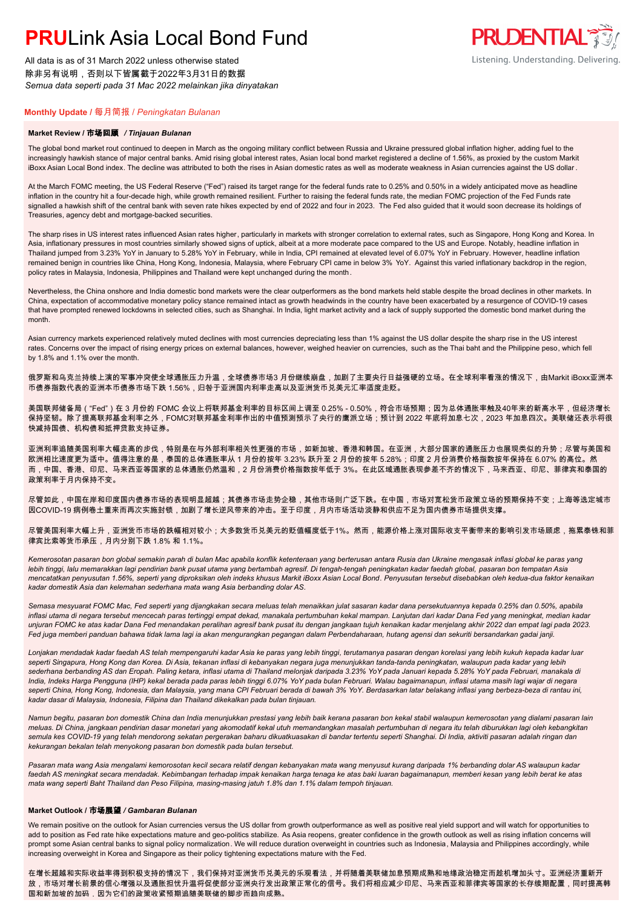# PRULink Asia Local Bond Fund

All data is as of 31 March 2022 unless otherwise stated
除非另有说明，否则以下皆属截于2022年3月31日的数据
*Semua data seperti pada 31 Mac 2022 melainkan jika dinyatakan*

## Monthly Update / 每月简报 / *Peningkatan Bulanan*

### Market Review / 市场回顾 / *Tinjauan Bulanan*

The global bond market rout continued to deepen in March as the ongoing military conflict between Russia and Ukraine pressured global inflation higher, adding fuel to the increasingly hawkish stance of major central banks. Amid rising global interest rates, Asian local bond market registered a decline of 1.56%, as proxied by the custom Markit iBoxx Asian Local Bond index. The decline was attributed to both the rises in Asian domestic rates as well as moderate weakness in Asian currencies against the US dollar.

At the March FOMC meeting, the US Federal Reserve ("Fed") raised its target range for the federal funds rate to 0.25% and 0.50% in a widely anticipated move as headline inflation in the country hit a four-decade high, while growth remained resilient. Further to raising the federal funds rate, the median FOMC projection of the Fed Funds rate signalled a hawkish shift of the central bank with seven rate hikes expected by end of 2022 and four in 2023. The Fed also guided that it would soon decrease its holdings of Treasuries, agency debt and mortgage-backed securities.

The sharp rises in US interest rates influenced Asian rates higher, particularly in markets with stronger correlation to external rates, such as Singapore, Hong Kong and Korea. In Asia, inflationary pressures in most countries similarly showed signs of uptick, albeit at a more moderate pace compared to the US and Europe. Notably, headline inflation in Thailand jumped from 3.23% YoY in January to 5.28% YoY in February, while in India, CPI remained at elevated level of 6.07% YoY in February. However, headline inflation remained benign in countries like China, Hong Kong, Indonesia, Malaysia, where February CPI came in below 3% YoY. Against this varied inflationary backdrop in the region, policy rates in Malaysia, Indonesia, Philippines and Thailand were kept unchanged during the month.

Nevertheless, the China onshore and India domestic bond markets were the clear outperformers as the bond markets held stable despite the broad declines in other markets. In China, expectation of accommodative monetary policy stance remained intact as growth headwinds in the country have been exacerbated by a resurgence of COVID-19 cases that have prompted renewed lockdowns in selected cities, such as Shanghai. In India, light market activity and a lack of supply supported the domestic bond market during the month.

Asian currency markets experienced relatively muted declines with most currencies depreciating less than 1% against the US dollar despite the sharp rise in the US interest rates. Concerns over the impact of rising energy prices on external balances, however, weighed heavier on currencies, such as the Thai baht and the Philippine peso, which fell by 1.8% and 1.1% over the month.

俄罗斯和乌克兰持续上演的军事冲突使全球通胀压力升温，全球债券市场3 月份继续崩盘，加剧了主要央行日益强硬的立场。在全球利率看涨的情况下，由Markit iBoxx亚洲本币债券指数代表的亚洲本币债券市场下跌 1.56%，归咎于亚洲国内利率走高以及亚洲货币兑美元汇率适度走贬。

美国联邦储备局（"Fed"）在 3 月份的 FOMC 会议上将联邦基金利率的目标区间上调至 0.25% - 0.50%，符合市场预期；因为总体通胀率触及40年来的新高水平，但经济增长保持坚韧。除了提高联邦基金利率之外，FOMC对联邦基金利率作出的中值预测预示了央行的鹰派立场；预计到 2022 年底将加息七次，2023 年加息四次。美联储还表示将很快减持国债、机构债和抵押贷款支持证券。

亚洲利率追随美国利率大幅走高的步伐，特别是在与外部利率相关性更强的市场，如新加坡、香港和韩国。在亚洲，大部分国家的通胀压力也展现类似的升势；尽管与美国和欧洲相比速度更为适中。值得注意的是，泰国的总体通胀率从 1 月份的按年 3.23% 跃升至 2 月份的按年 5.28%；印度 2 月份消费价格指数按年保持在 6.07% 的高位。然而，中国、香港、印尼、马来西亚等国家的总体通胀仍然温和，2 月份消费价格指数按年低于 3%。在此区域通胀表现参差不齐的情况下，马来西亚、印尼、菲律宾和泰国的政策利率于月内保持不变。

尽管如此，中国在岸和印度国内债券市场的表现明显超越；其债券市场走势企稳，其他市场则广泛下跌。在中国，市场对宽松货币政策立场的预期保持不变；上海等选定城市因COVID-19 病例卷土重来而再次实施封锁，加剧了增长逆风带来的冲击。至于印度，月内市场活动淡静和供应不足为国内债券市场提供支撑。

尽管美国利率大幅上升，亚洲货币市场的跌幅相对较小；大多数货币兑美元的贬值幅度低于1%。然而，能源价格上涨对国际收支平衡带来的影响引发市场顾虑，拖累泰铢和菲律宾比索等货币承压，月内分别下跌 1.8% 和 1.1%。

*Kemerosotan pasaran bon global semakin parah di bulan Mac apabila konflik ketenteraan yang berterusan antara Rusia dan Ukraine mengasak inflasi global ke paras yang lebih tinggi, lalu memarakkan lagi pendirian bank pusat utama yang bertambah agresif. Di tengah-tengah peningkatan kadar faedah global, pasaran bon tempatan Asia mencatatkan penyusutan 1.56%, seperti yang diproksikan oleh indeks khusus Markit iBoxx Asian Local Bond. Penyusutan tersebut disebabkan oleh kedua-dua faktor kenaikan kadar domestik Asia dan kelemahan sederhana mata wang Asia berbanding dolar AS.*

*Semasa mesyuarat FOMC Mac, Fed seperti yang dijangkakan secara meluas telah menaikkan julat sasaran kadar dana persekutuannya kepada 0.25% dan 0.50%, apabila inflasi utama di negara tersebut mencecah paras tertinggi empat dekad, manakala pertumbuhan kekal mampan. Lanjutan dari kadar Dana Fed yang meningkat, median kadar unjuran FOMC ke atas kadar Dana Fed menandakan peralihan agresif bank pusat itu dengan jangkaan tujuh kenaikan kadar menjelang akhir 2022 dan empat lagi pada 2023. Fed juga memberi panduan bahawa tidak lama lagi ia akan mengurangkan pegangan dalam Perbendaharaan, hutang agensi dan sekuriti bersandarkan gadai janji.*

*Lonjakan mendadak kadar faedah AS telah mempengaruhi kadar Asia ke paras yang lebih tinggi, terutamanya pasaran dengan korelasi yang lebih kukuh kepada kadar luar seperti Singapura, Hong Kong dan Korea. Di Asia, tekanan inflasi di kebanyakan negara juga menunjukkan tanda-tanda peningkatan, walaupun pada kadar yang lebih sederhana berbanding AS dan Eropah. Paling ketara, inflasi utama di Thailand melonjak daripada 3.23% YoY pada Januari kepada 5.28% YoY pada Februari, manakala di India, Indeks Harga Pengguna (IHP) kekal berada pada paras lebih tinggi 6.07% YoY pada bulan Februari. Walau bagaimanapun, inflasi utama masih lagi wajar di negara seperti China, Hong Kong, Indonesia, dan Malaysia, yang mana CPI Februari berada di bawah 3% YoY. Berdasarkan latar belakang inflasi yang berbeza-beza di rantau ini, kadar dasar di Malaysia, Indonesia, Filipina dan Thailand dikekalkan pada bulan tinjauan.*

*Namun begitu, pasaran bon domestik China dan India menunjukkan prestasi yang lebih baik kerana pasaran bon kekal stabil walaupun kemerosotan yang dialami pasaran lain meluas. Di China, jangkaan pendirian dasar monetari yang akomodatif kekal utuh memandangkan masalah pertumbuhan di negara itu telah diburukkan lagi oleh kebangkitan semula kes COVID-19 yang telah mendorong sekatan pergerakan baharu dikuatkuasakan di bandar tertentu seperti Shanghai. Di India, aktiviti pasaran adalah ringan dan kekurangan bekalan telah menyokong pasaran bon domestik pada bulan tersebut.*

*Pasaran mata wang Asia mengalami kemorosotan kecil secara relatif dengan kebanyakan mata wang menyusut kurang daripada 1% berbanding dolar AS walaupun kadar faedah AS meningkat secara mendadak. Kebimbangan terhadap impak kenaikan harga tenaga ke atas baki luaran bagaimanapun, memberi kesan yang lebih berat ke atas mata wang seperti Baht Thailand dan Peso Filipina, masing-masing jatuh 1.8% dan 1.1% dalam tempoh tinjauan.*

### Market Outlook / 市场展望 / *Gambaran Bulanan*

We remain positive on the outlook for Asian currencies versus the US dollar from growth outperformance as well as positive real yield support and will watch for opportunities to add to position as Fed rate hike expectations mature and geo-politics stabilize. As Asia reopens, greater confidence in the growth outlook as well as rising inflation concerns will prompt some Asian central banks to signal policy normalization. We will reduce duration overweight in countries such as Indonesia, Malaysia and Philippines accordingly, while increasing overweight in Korea and Singapore as their policy tightening expectations mature with the Fed.

在增长超越和实际收益率得到积极支持的情况下，我们保持对亚洲货币兑美元的乐观看法，并将随着美联储加息预期成熟和地缘政治稳定而趁机增加头寸。亚洲经济重新开放，市场对增长前景的信心增强以及通胀担忧升温将促使部分亚洲央行发出政策正常化的信号。我们将相应减少印尼、马来西亚和菲律宾等国家的长存续期配置，同时提高韩国和新加坡的加码，因为它们的政策收紧预期追随美联储的脚步而趋向成熟。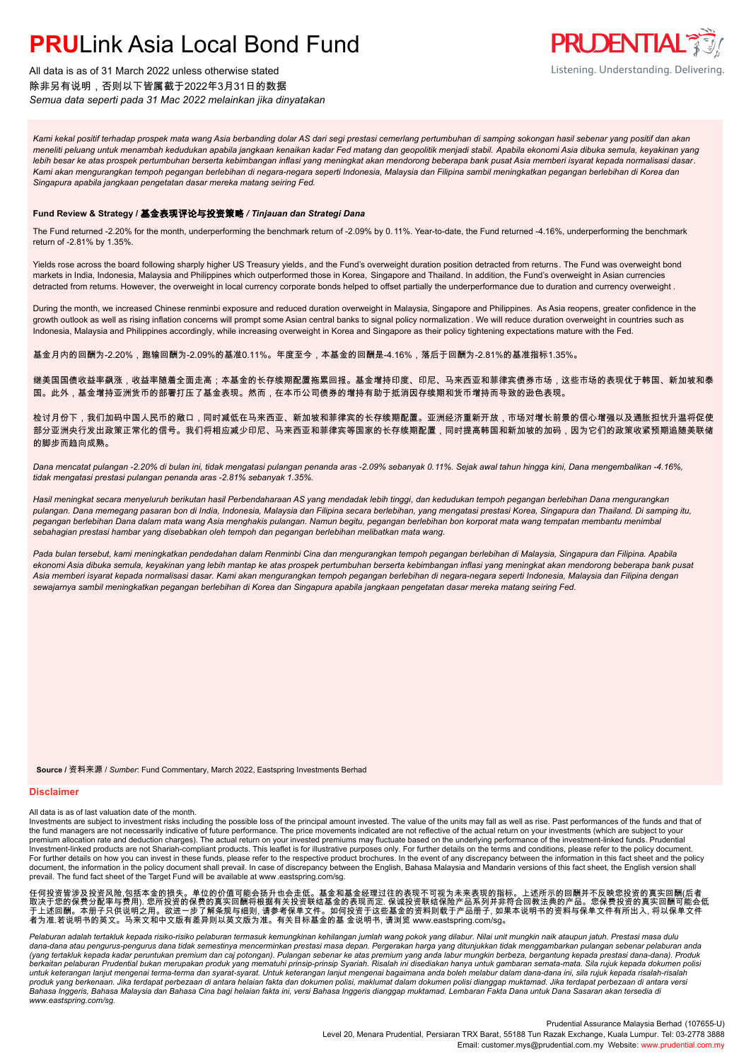# PRULink Asia Local Bond Fund

All data is as of 31 March 2022 unless otherwise stated
除非另有说明，否则以下皆属截于2022年3月31日的数据
*Semua data seperti pada 31 Mac 2022 melainkan jika dinyatakan*

*Kami kekal positif terhadap prospek mata wang Asia berbanding dolar AS dari segi prestasi cemerlang pertumbuhan di samping sokongan hasil sebenar yang positif dan akan meneliti peluang untuk menambah kedudukan apabila jangkaan kenaikan kadar Fed matang dan geopolitik menjadi stabil. Apabila ekonomi Asia dibuka semula, keyakinan yang lebih besar ke atas prospek pertumbuhan berserta kebimbangan inflasi yang meningkat akan mendorong beberapa bank pusat Asia memberi isyarat kepada normalisasi dasar. Kami akan mengurangkan tempoh pegangan berlebihan di negara-negara seperti Indonesia, Malaysia dan Filipina sambil meningkatkan pegangan berlebihan di Korea dan Singapura apabila jangkaan pengetatan dasar mereka matang seiring Fed.*

**Fund Review & Strategy / 基金表现评论与投资策略 / *Tinjauan dan Strategi Dana***

The Fund returned -2.20% for the month, underperforming the benchmark return of -2.09% by 0.11%. Year-to-date, the Fund returned -4.16%, underperforming the benchmark return of -2.81% by 1.35%.

Yields rose across the board following sharply higher US Treasury yields, and the Fund's overweight duration position detracted from returns. The Fund was overweight bond markets in India, Indonesia, Malaysia and Philippines which outperformed those in Korea, Singapore and Thailand. In addition, the Fund's overweight in Asian currencies detracted from returns. However, the overweight in local currency corporate bonds helped to offset partially the underperformance due to duration and currency overweight.

During the month, we increased Chinese renminbi exposure and reduced duration overweight in Malaysia, Singapore and Philippines. As Asia reopens, greater confidence in the growth outlook as well as rising inflation concerns will prompt some Asian central banks to signal policy normalization. We will reduce duration overweight in countries such as Indonesia, Malaysia and Philippines accordingly, while increasing overweight in Korea and Singapore as their policy tightening expectations mature with the Fed.

基金月内的回酬为-2.20%，跑输回酬为-2.09%的基准0.11%。年度至今，本基金的回酬是-4.16%，落后于回酬为-2.81%的基准指标1.35%。

继美国国债收益率飙涨，收益率随着全面走高；本基金的长存续期配置拖累回报。基金增持印度、印尼、马来西亚和菲律宾债券市场，这些市场的表现优于韩国、新加坡和泰国。此外，基金增持亚洲货币的部署打压了基金表现。然而，在本币公司债券的增持有助于抵消因存续期和货币增持而导致的逊色表现。

检讨月份下，我们加码中国人民币的敞口，同时减低在马来西亚、新加坡和菲律宾的长存续期配置。亚洲经济重新开放，市场对增长前景的信心增强以及通胀担忧升温将促使部分亚洲央行发出政策正常化的信号。我们将相应减少印尼、马来西亚和菲律宾等国家的长存续期配置，同时提高韩国和新加坡的加码，因为它们的政策收紧预期追随美联储的脚步而趋向成熟。

*Dana mencatat pulangan -2.20% di bulan ini, tidak mengatasi pulangan penanda aras -2.09% sebanyak 0.11%. Sejak awal tahun hingga kini, Dana mengembalikan -4.16%, tidak mengatasi prestasi pulangan penanda aras -2.81% sebanyak 1.35%.*

*Hasil meningkat secara menyeluruh berikutan hasil Perbendaharaan AS yang mendadak lebih tinggi, dan kedudukan tempoh pegangan berlebihan Dana mengurangkan pulangan. Dana memegang pasaran bon di India, Indonesia, Malaysia dan Filipina secara berlebihan, yang mengatasi prestasi Korea, Singapura dan Thailand. Di samping itu, pegangan berlebihan Dana dalam mata wang Asia menghakis pulangan. Namun begitu, pegangan berlebihan bon korporat mata wang tempatan membantu menimbal sebahagian prestasi hambar yang disebabkan oleh tempoh dan pegangan berlebihan melibatkan mata wang.*

*Pada bulan tersebut, kami meningkatkan pendedahan dalam Renminbi Cina dan mengurangkan tempoh pegangan berlebihan di Malaysia, Singapura dan Filipina. Apabila ekonomi Asia dibuka semula, keyakinan yang lebih mantap ke atas prospek pertumbuhan berserta kebimbangan inflasi yang meningkat akan mendorong beberapa bank pusat Asia memberi isyarat kepada normalisasi dasar. Kami akan mengurangkan tempoh pegangan berlebihan di negara-negara seperti Indonesia, Malaysia dan Filipina dengan sewajarnya sambil meningkatkan pegangan berlebihan di Korea dan Singapura apabila jangkaan pengetatan dasar mereka matang seiring Fed.*

**Source** / 资料来源 / *Sumber*: Fund Commentary, March 2022, Eastspring Investments Berhad

## Disclaimer

All data is as of last valuation date of the month.
Investments are subject to investment risks including the possible loss of the principal amount invested. The value of the units may fall as well as rise. Past performances of the funds and that of the fund managers are not necessarily indicative of future performance. The price movements indicated are not reflective of the actual return on your investments (which are subject to your premium allocation rate and deduction charges). The actual return on your invested premiums may fluctuate based on the underlying performance of the investment-linked funds. Prudential Investment-linked products are not Shariah-compliant products. This leaflet is for illustrative purposes only. For further details on the terms and conditions, please refer to the policy document. For further details on how you can invest in these funds, please refer to the respective product brochures. In the event of any discrepancy between the information in this fact sheet and the policy document, the information in the policy document shall prevail. In case of discrepancy between the English, Bahasa Malaysia and Mandarin versions of this fact sheet, the English version shall prevail. The fund fact sheet of the Target Fund will be available at www.eastspring.com/sg.

任何投资皆涉及投资风险,包括本金的损失。单位的价值可能会扬升也会走低。基金和基金经理过往的表现不可视为未来表现的指标。上述所示的回酬并不反映您投资的真实回酬(后者取决于您的保费分配率与费用). 您所投资的保费的真实回酬将根据有关投资联结基金的表现而定. 保诚投资联结保险产品系列并非符合回教法典的产品。您保费投资的真实回酬可能会低于上述回酬。本册子只供说明之用。欲进一步了解条规与细则, 请参考保单文件。如何投资于这些基金的资料则载于产品册子, 如果本说明书的资料与保单文件有所出入, 将以保单文件者为准.若说明书的英文。马来文和中文版有差异则以英文版为准。有关目标基金的基 金说明书, 请浏览 www.eastspring.com/sg。

*Pelaburan adalah tertakluk kepada risiko-risiko pelaburan termasuk kemungkinan kehilangan jumlah wang pokok yang dilabur. Nilai unit mungkin naik ataupun jatuh. Prestasi masa dulu dana-dana atau pengurus-pengurus dana tidak semestinya mencerminkan prestasi masa depan. Pergerakan harga yang ditunjukkan tidak menggambarkan pulangan sebenar pelaburan anda (yang tertakluk kepada kadar peruntukan premium dan caj potongan). Pulangan sebenar ke atas premium yang anda labur mungkin berbeza, bergantung kepada prestasi dana-dana). Produk berkaitan pelaburan Prudential bukan merupakan produk yang mematuhi prinsip-prinsip Syariah. Risalah ini disediakan hanya untuk gambaran semata-mata. Sila rujuk kepada dokumen polisi untuk keterangan lanjut mengenai terma-terma dan syarat-syarat. Untuk keterangan lanjut mengenai bagaimana anda boleh melabur dalam dana-dana ini, sila rujuk kepada risalah-risalah produk yang berkenaan. Jika terdapat perbezaan di antara helaian fakta dan dokumen polisi, maklumat dalam dokumen polisi dianggap muktamad. Jika terdapat perbezaan di antara versi Bahasa Inggeris, Bahasa Malaysia dan Bahasa Cina bagi helaian fakta ini, versi Bahasa Inggeris dianggap muktamad. Lembaran Fakta Dana untuk Dana Sasaran akan tersedia di www.eastspring.com/sg.*

Prudential Assurance Malaysia Berhad (107655-U)
Level 20, Menara Prudential, Persiaran TRX Barat, 55188 Tun Razak Exchange, Kuala Lumpur. Tel: 03-2778 3888
Email: customer.mys@prudential.com.my Website: www.prudential.com.my